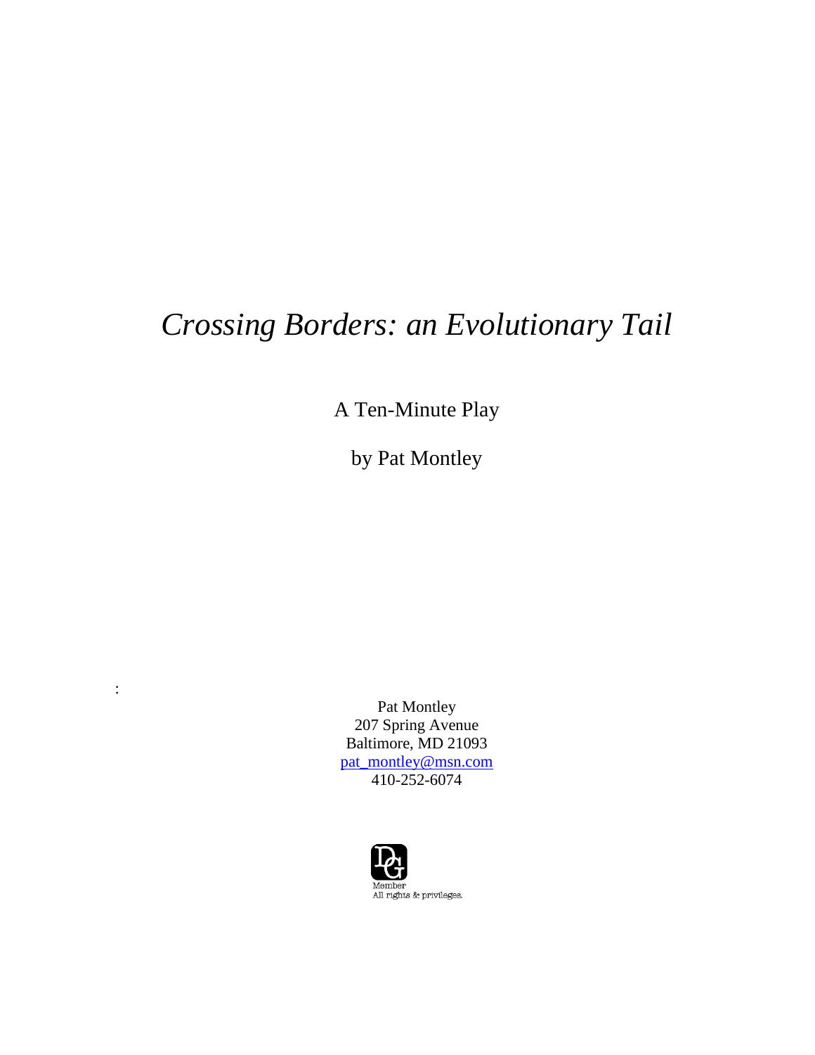# *Crossing Borders: an Evolutionary Tail*

A Ten-Minute Play

by Pat Montley

:

Pat Montley
207 Spring Avenue
Baltimore, MD 21093
pat_montley@msn.com
410-252-6074

DG
Member
All rights & privileges.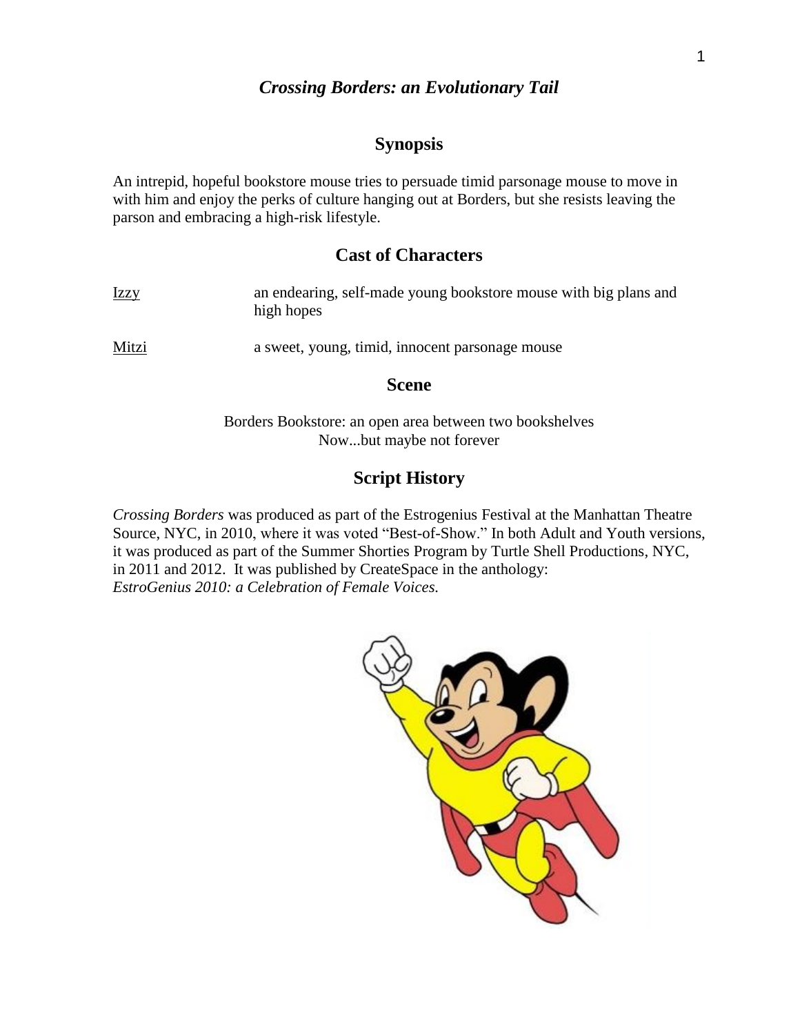## *Crossing Borders: an Evolutionary Tail*

## Synopsis

An intrepid, hopeful bookstore mouse tries to persuade timid parsonage mouse to move in with him and enjoy the perks of culture hanging out at Borders, but she resists leaving the parson and embracing a high-risk lifestyle.

## Cast of Characters

Izzy — an endearing, self-made young bookstore mouse with big plans and high hopes

Mitzi — a sweet, young, timid, innocent parsonage mouse

## Scene

Borders Bookstore: an open area between two bookshelves
Now...but maybe not forever

## Script History

*Crossing Borders* was produced as part of the Estrogenius Festival at the Manhattan Theatre Source, NYC, in 2010, where it was voted "Best-of-Show." In both Adult and Youth versions, it was produced as part of the Summer Shorties Program by Turtle Shell Productions, NYC, in 2011 and 2012. It was published by CreateSpace in the anthology: *EstroGenius 2010: a Celebration of Female Voices.*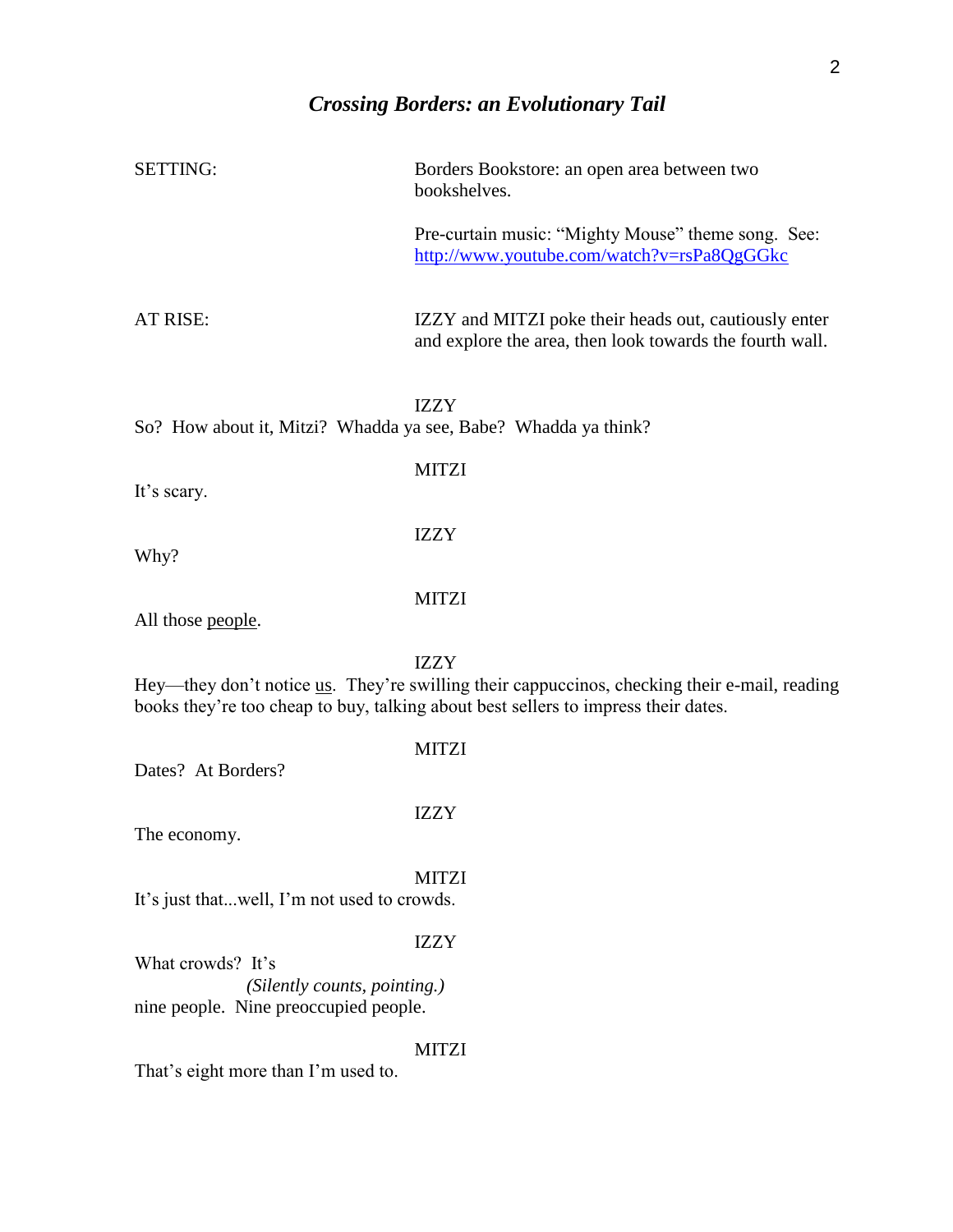# *Crossing Borders: an Evolutionary Tail*

SETTING: Borders Bookstore: an open area between two bookshelves.

Pre-curtain music: "Mighty Mouse" theme song. See: http://www.youtube.com/watch?v=rsPa8QgGGkc

AT RISE: IZZY and MITZI poke their heads out, cautiously enter and explore the area, then look towards the fourth wall.

IZZY

So? How about it, Mitzi? Whadda ya see, Babe? Whadda ya think?

MITZI

It's scary.

IZZY

Why?

MITZI

All those <u>people</u>.

IZZY

Hey—they don't notice <u>us</u>. They're swilling their cappuccinos, checking their e-mail, reading books they're too cheap to buy, talking about best sellers to impress their dates.

MITZI

Dates? At Borders?

IZZY

The economy.

MITZI

It's just that...well, I'm not used to crowds.

IZZY

What crowds? It's

*(Silently counts, pointing.)*

nine people. Nine preoccupied people.

MITZI

That's eight more than I'm used to.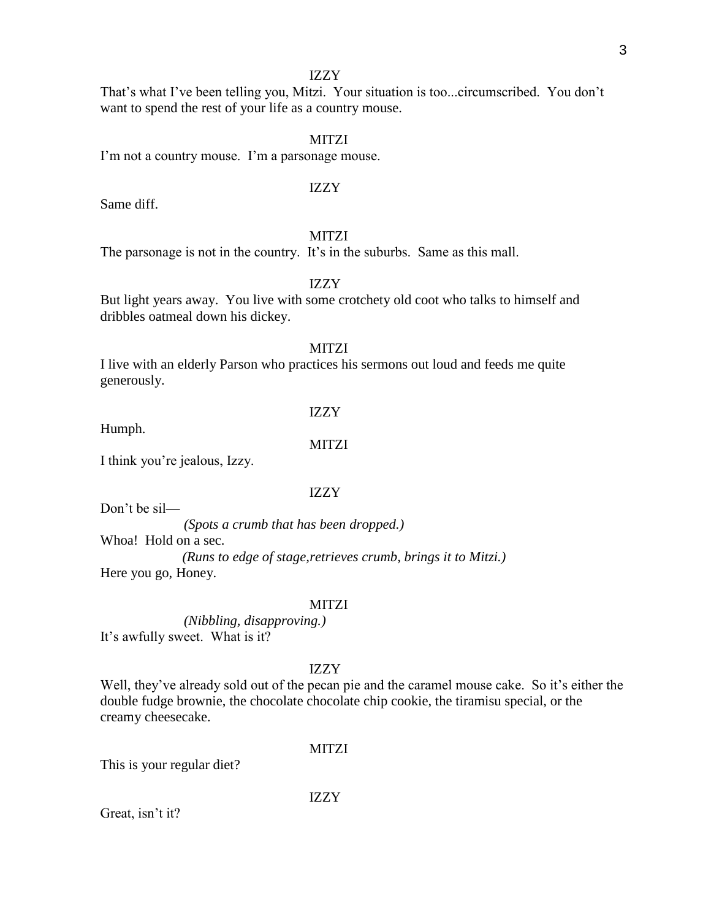IZZY

That's what I've been telling you, Mitzi. Your situation is too...circumscribed. You don't want to spend the rest of your life as a country mouse.

MITZI

I'm not a country mouse. I'm a parsonage mouse.

IZZY

Same diff.

MITZI

The parsonage is not in the country. It's in the suburbs. Same as this mall.

IZZY

But light years away. You live with some crotchety old coot who talks to himself and dribbles oatmeal down his dickey.

MITZI

I live with an elderly Parson who practices his sermons out loud and feeds me quite generously.

IZZY

Humph.

MITZI

I think you're jealous, Izzy.

IZZY

Don't be sil—

*(Spots a crumb that has been dropped.)*

Whoa! Hold on a sec.

*(Runs to edge of stage,retrieves crumb, brings it to Mitzi.)*

Here you go, Honey.

MITZI

*(Nibbling, disapproving.)*

It's awfully sweet. What is it?

IZZY

Well, they've already sold out of the pecan pie and the caramel mouse cake. So it's either the double fudge brownie, the chocolate chocolate chip cookie, the tiramisu special, or the creamy cheesecake.

MITZI

This is your regular diet?

IZZY

Great, isn't it?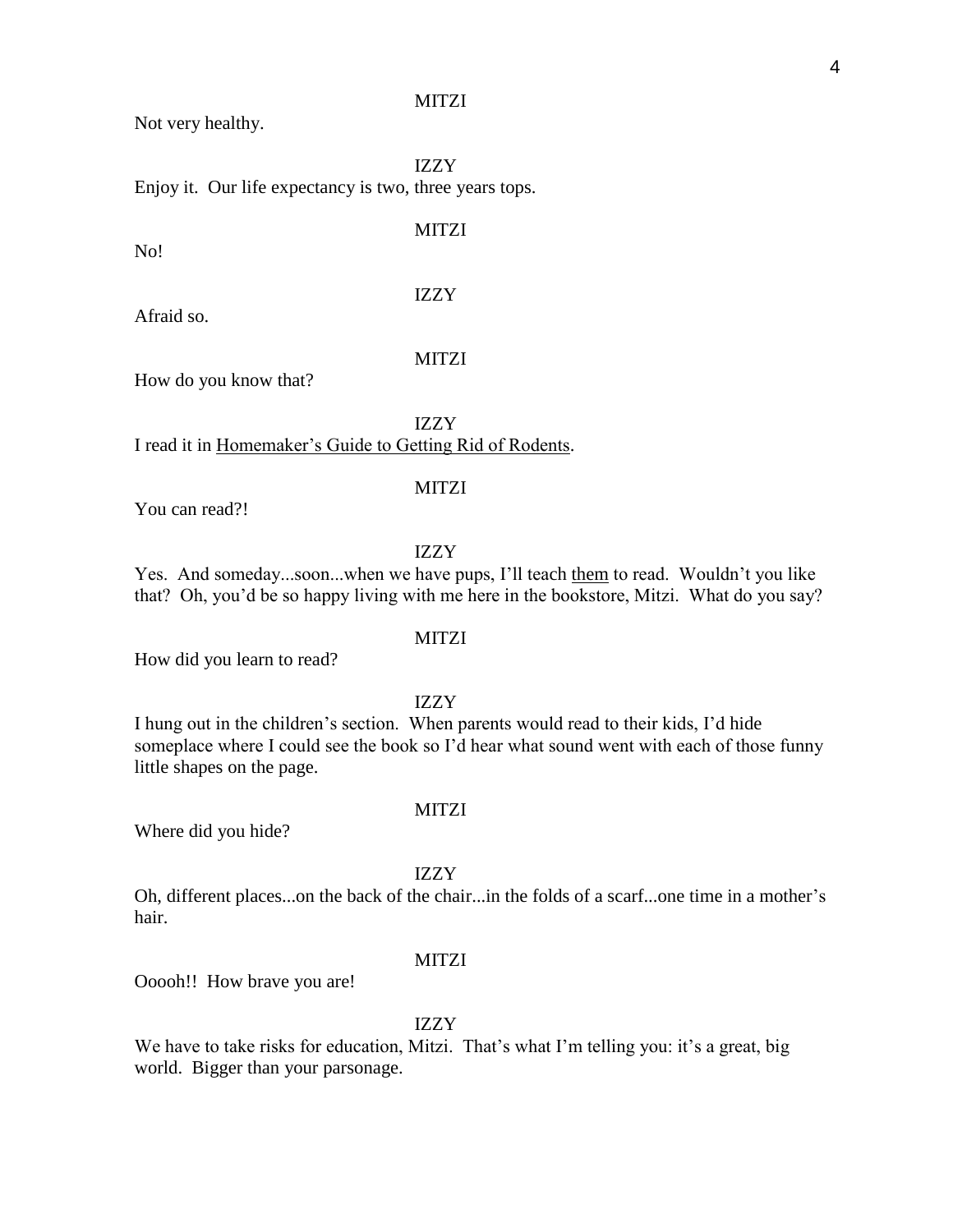MITZI

Not very healthy.

IZZY

Enjoy it. Our life expectancy is two, three years tops.

MITZI

No!

IZZY

Afraid so.

MITZI

How do you know that?

IZZY

I read it in <u>Homemaker's Guide to Getting Rid of Rodents</u>.

MITZI

You can read?!

IZZY

Yes. And someday...soon...when we have pups, I'll teach <u>them</u> to read. Wouldn't you like that? Oh, you'd be so happy living with me here in the bookstore, Mitzi. What do you say?

MITZI

How did you learn to read?

IZZY

I hung out in the children's section. When parents would read to their kids, I'd hide someplace where I could see the book so I'd hear what sound went with each of those funny little shapes on the page.

MITZI

Where did you hide?

IZZY

Oh, different places...on the back of the chair...in the folds of a scarf...one time in a mother's hair.

MITZI

Ooooh!! How brave you are!

IZZY

We have to take risks for education, Mitzi. That's what I'm telling you: it's a great, big world. Bigger than your parsonage.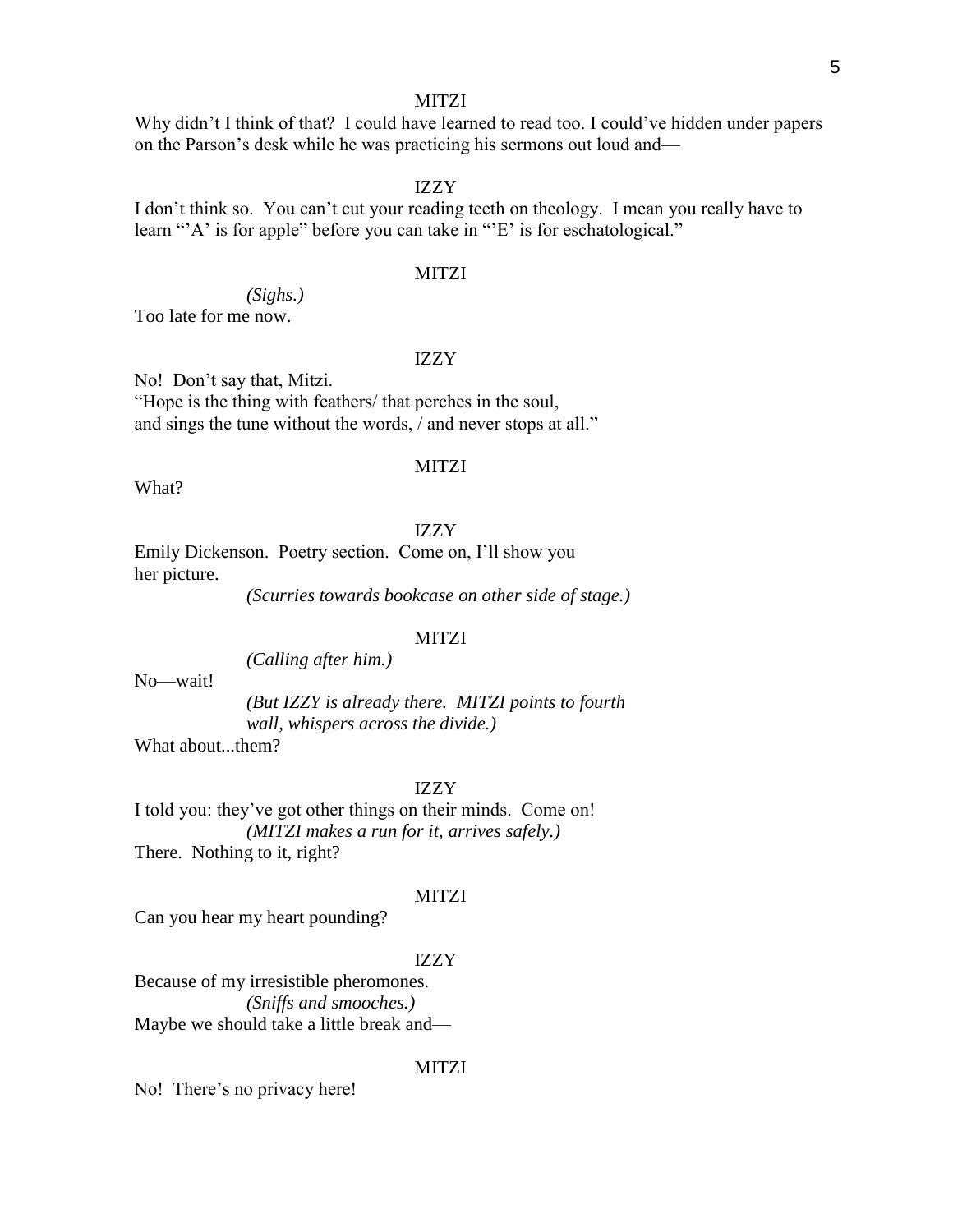MITZI

Why didn't I think of that? I could have learned to read too. I could've hidden under papers on the Parson's desk while he was practicing his sermons out loud and—

IZZY

I don't think so. You can't cut your reading teeth on theology. I mean you really have to learn "'A' is for apple" before you can take in "'E' is for eschatological."

MITZI

*(Sighs.)*

Too late for me now.

IZZY

No! Don't say that, Mitzi.
"Hope is the thing with feathers/ that perches in the soul,
and sings the tune without the words, / and never stops at all."

MITZI

What?

IZZY

Emily Dickenson. Poetry section. Come on, I'll show you her picture.

*(Scurries towards bookcase on other side of stage.)*

MITZI

*(Calling after him.)*

No—wait!

*(But IZZY is already there. MITZI points to fourth wall, whispers across the divide.)*

What about...them?

IZZY

I told you: they've got other things on their minds. Come on!

*(MITZI makes a run for it, arrives safely.)*

There. Nothing to it, right?

MITZI

Can you hear my heart pounding?

IZZY

Because of my irresistible pheromones.

*(Sniffs and smooches.)*

Maybe we should take a little break and—

MITZI

No! There's no privacy here!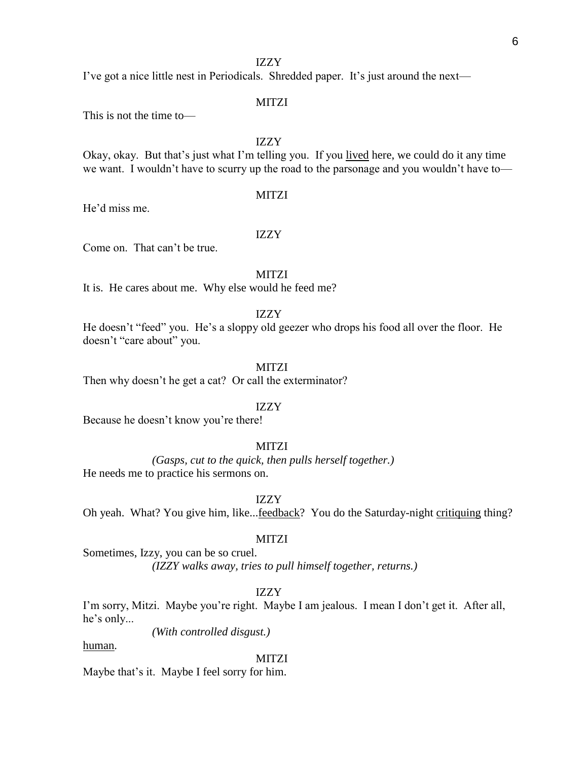IZZY

I've got a nice little nest in Periodicals. Shredded paper. It's just around the next—

MITZI

This is not the time to—

IZZY

Okay, okay. But that's just what I'm telling you. If you <u>lived</u> here, we could do it any time we want. I wouldn't have to scurry up the road to the parsonage and you wouldn't have to—

MITZI

He'd miss me.

IZZY

Come on. That can't be true.

MITZI

It is. He cares about me. Why else would he feed me?

IZZY

He doesn't "feed" you. He's a sloppy old geezer who drops his food all over the floor. He doesn't "care about" you.

MITZI

Then why doesn't he get a cat? Or call the exterminator?

IZZY

Because he doesn't know you're there!

MITZI

*(Gasps, cut to the quick, then pulls herself together.)*

He needs me to practice his sermons on.

IZZY

Oh yeah. What? You give him, like...<u>feedback</u>? You do the Saturday-night <u>critiquing</u> thing?

MITZI

Sometimes, Izzy, you can be so cruel.

*(IZZY walks away, tries to pull himself together, returns.)*

IZZY

I'm sorry, Mitzi. Maybe you're right. Maybe I am jealous. I mean I don't get it. After all, he's only...

*(With controlled disgust.)*

<u>human</u>.

MITZI

Maybe that's it. Maybe I feel sorry for him.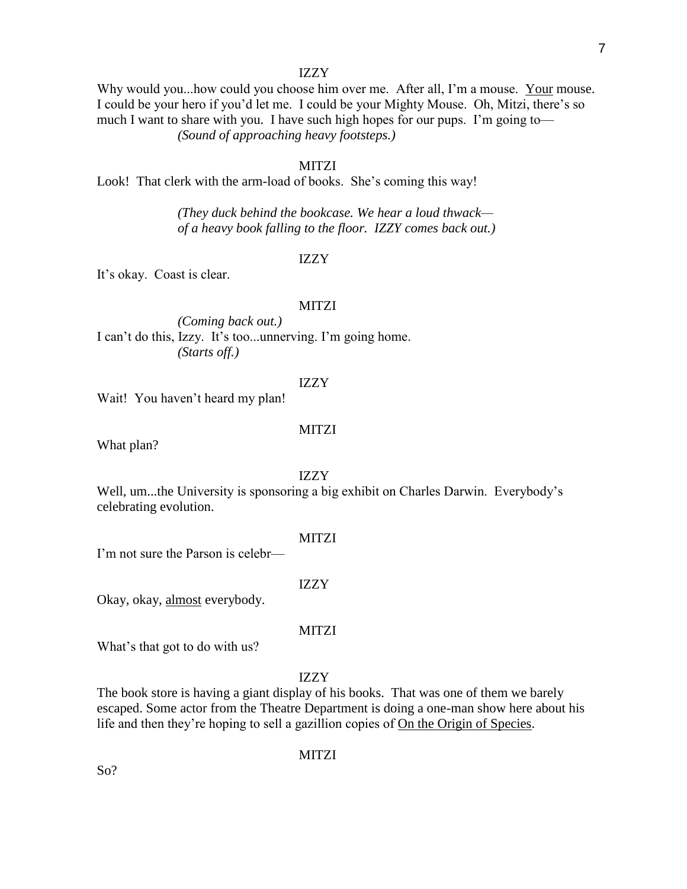IZZY

Why would you...how could you choose him over me. After all, I'm a mouse. Your mouse. I could be your hero if you'd let me. I could be your Mighty Mouse. Oh, Mitzi, there's so much I want to share with you. I have such high hopes for our pups. I'm going to—

*(Sound of approaching heavy footsteps.)*

MITZI

Look! That clerk with the arm-load of books. She's coming this way!

*(They duck behind the bookcase. We hear a loud thwack— of a heavy book falling to the floor. IZZY comes back out.)*

IZZY

It's okay. Coast is clear.

MITZI

*(Coming back out.)*

I can't do this, Izzy. It's too...unnerving. I'm going home.

*(Starts off.)*

IZZY

Wait! You haven't heard my plan!

MITZI

What plan?

IZZY

Well, um...the University is sponsoring a big exhibit on Charles Darwin. Everybody's celebrating evolution.

MITZI

I'm not sure the Parson is celebr—

IZZY

Okay, okay, almost everybody.

MITZI

What's that got to do with us?

IZZY

The book store is having a giant display of his books. That was one of them we barely escaped. Some actor from the Theatre Department is doing a one-man show here about his life and then they're hoping to sell a gazillion copies of On the Origin of Species.

MITZI

So?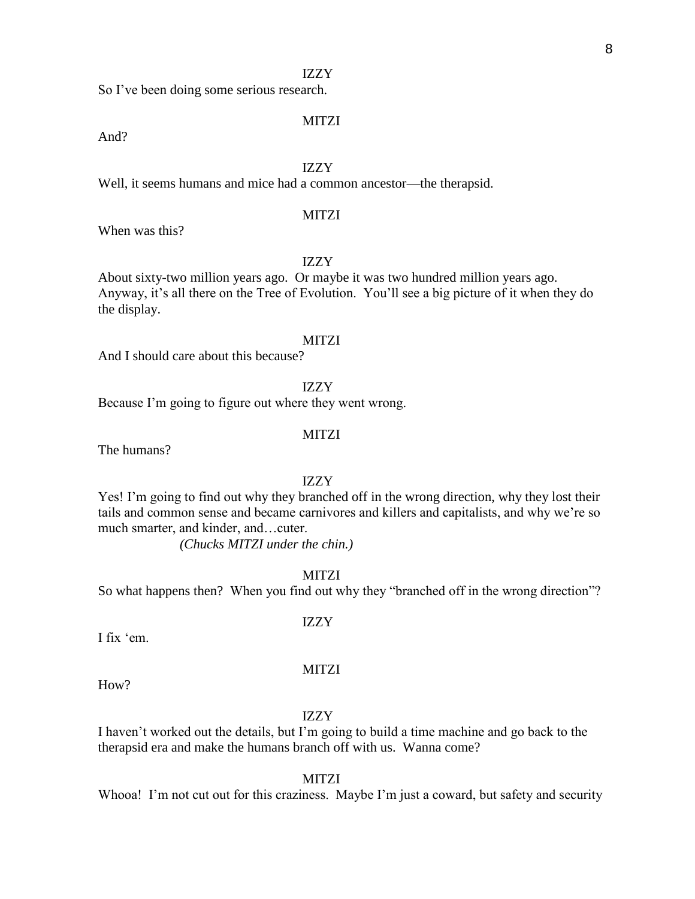IZZY

So I've been doing some serious research.

MITZI

And?

IZZY

Well, it seems humans and mice had a common ancestor—the therapsid.

MITZI

When was this?

IZZY

About sixty-two million years ago. Or maybe it was two hundred million years ago. Anyway, it's all there on the Tree of Evolution. You'll see a big picture of it when they do the display.

MITZI

And I should care about this because?

IZZY

Because I'm going to figure out where they went wrong.

MITZI

The humans?

IZZY

Yes! I'm going to find out why they branched off in the wrong direction, why they lost their tails and common sense and became carnivores and killers and capitalists, and why we're so much smarter, and kinder, and…cuter.

*(Chucks MITZI under the chin.)*

MITZI

So what happens then? When you find out why they "branched off in the wrong direction"?

IZZY

I fix 'em.

MITZI

How?

IZZY

I haven't worked out the details, but I'm going to build a time machine and go back to the therapsid era and make the humans branch off with us. Wanna come?

MITZI

Whooa! I'm not cut out for this craziness. Maybe I'm just a coward, but safety and security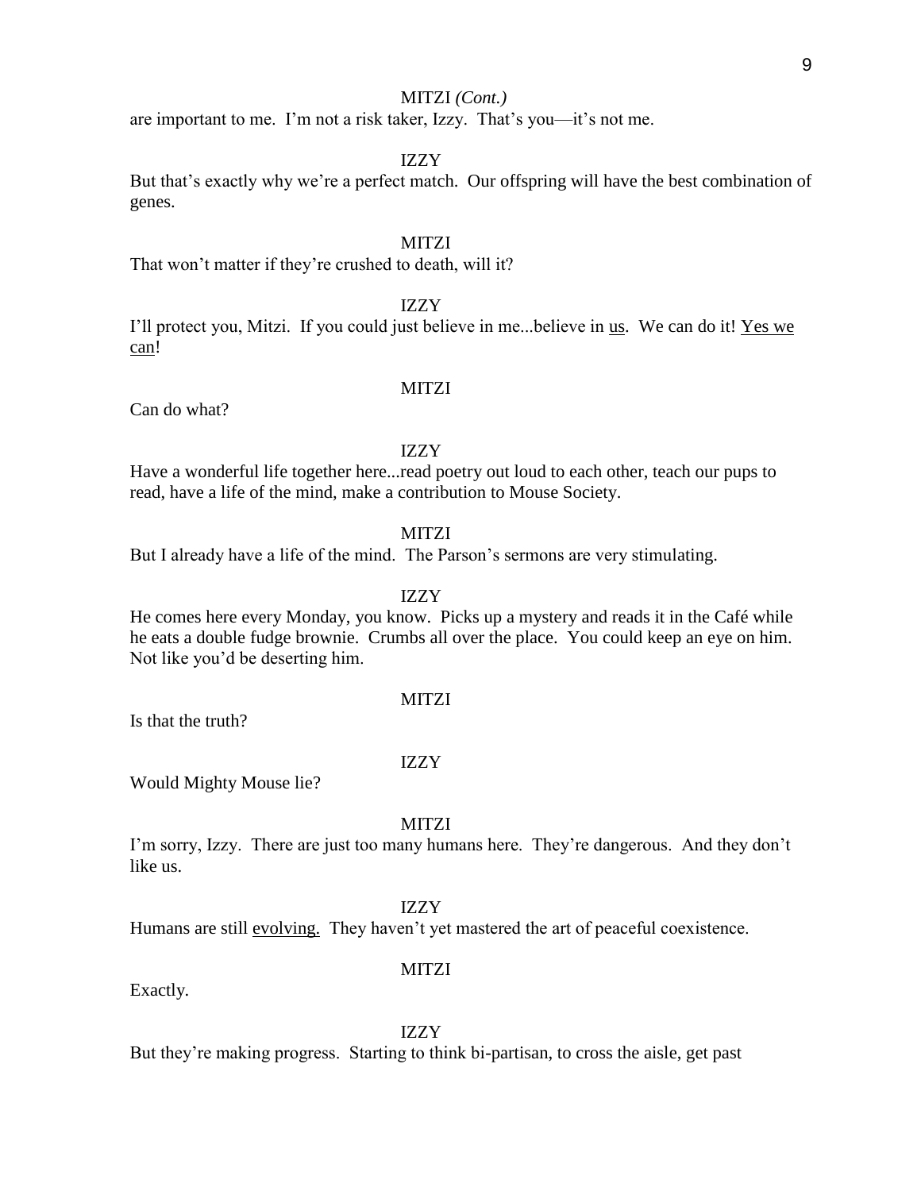MITZI *(Cont.)*

are important to me. I'm not a risk taker, Izzy. That's you—it's not me.

IZZY

But that's exactly why we're a perfect match. Our offspring will have the best combination of genes.

MITZI

That won't matter if they're crushed to death, will it?

IZZY

I'll protect you, Mitzi. If you could just believe in me...believe in <u>us</u>. We can do it! <u>Yes we can</u>!

MITZI

Can do what?

IZZY

Have a wonderful life together here...read poetry out loud to each other, teach our pups to read, have a life of the mind, make a contribution to Mouse Society.

MITZI

But I already have a life of the mind. The Parson's sermons are very stimulating.

IZZY

He comes here every Monday, you know. Picks up a mystery and reads it in the Café while he eats a double fudge brownie. Crumbs all over the place. You could keep an eye on him. Not like you'd be deserting him.

MITZI

Is that the truth?

IZZY

Would Mighty Mouse lie?

MITZI

I'm sorry, Izzy. There are just too many humans here. They're dangerous. And they don't like us.

IZZY

Humans are still <u>evolving.</u> They haven't yet mastered the art of peaceful coexistence.

MITZI

Exactly.

IZZY

But they're making progress. Starting to think bi-partisan, to cross the aisle, get past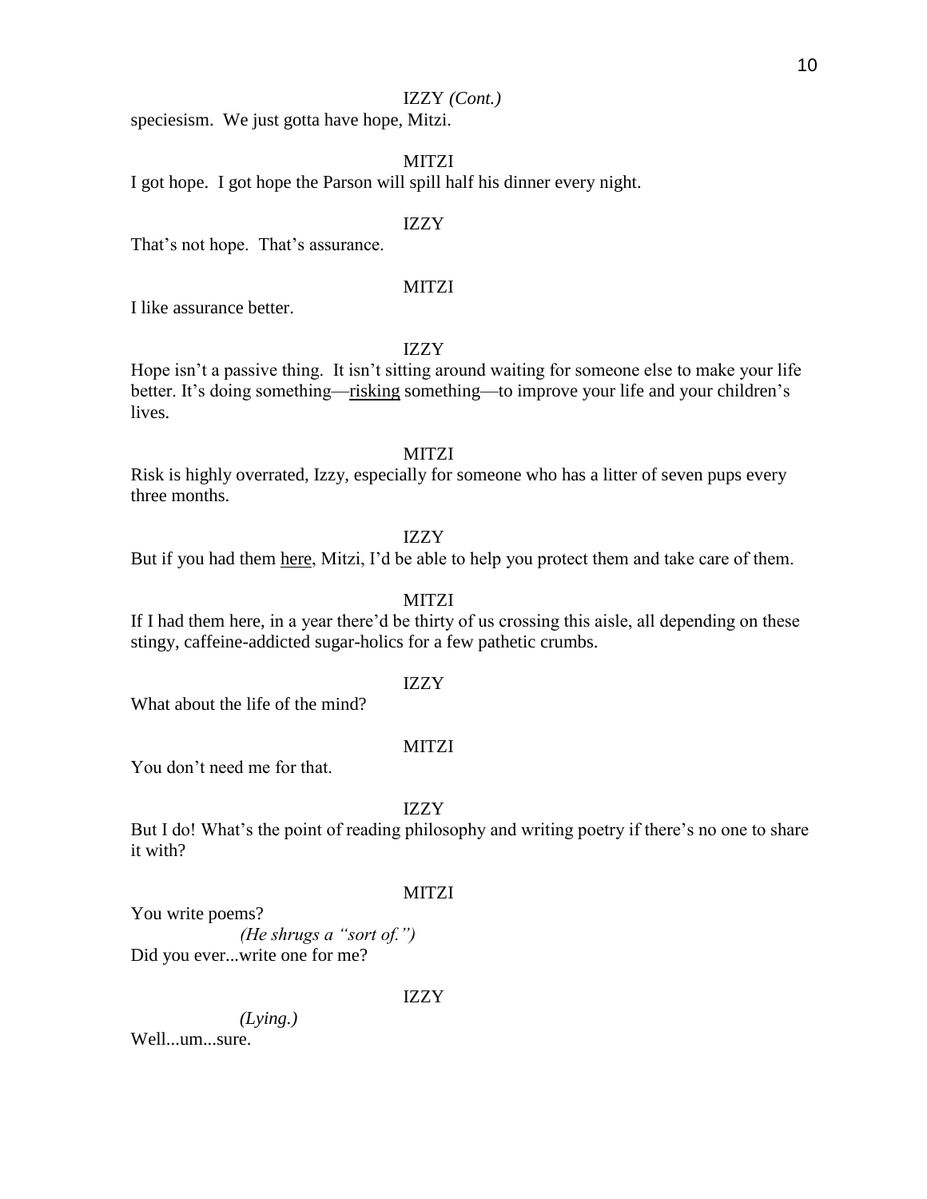IZZY *(Cont.)*

speciesism. We just gotta have hope, Mitzi.

MITZI

I got hope. I got hope the Parson will spill half his dinner every night.

IZZY

That's not hope. That's assurance.

MITZI

I like assurance better.

IZZY

Hope isn't a passive thing. It isn't sitting around waiting for someone else to make your life better. It's doing something—<u>risking</u> something—to improve your life and your children's lives.

MITZI

Risk is highly overrated, Izzy, especially for someone who has a litter of seven pups every three months.

IZZY

But if you had them <u>here</u>, Mitzi, I'd be able to help you protect them and take care of them.

MITZI

If I had them here, in a year there'd be thirty of us crossing this aisle, all depending on these stingy, caffeine-addicted sugar-holics for a few pathetic crumbs.

IZZY

What about the life of the mind?

MITZI

You don't need me for that.

IZZY

But I do! What's the point of reading philosophy and writing poetry if there's no one to share it with?

MITZI

You write poems?

*(He shrugs a "sort of.")*

Did you ever...write one for me?

IZZY

*(Lying.)*

Well...um...sure.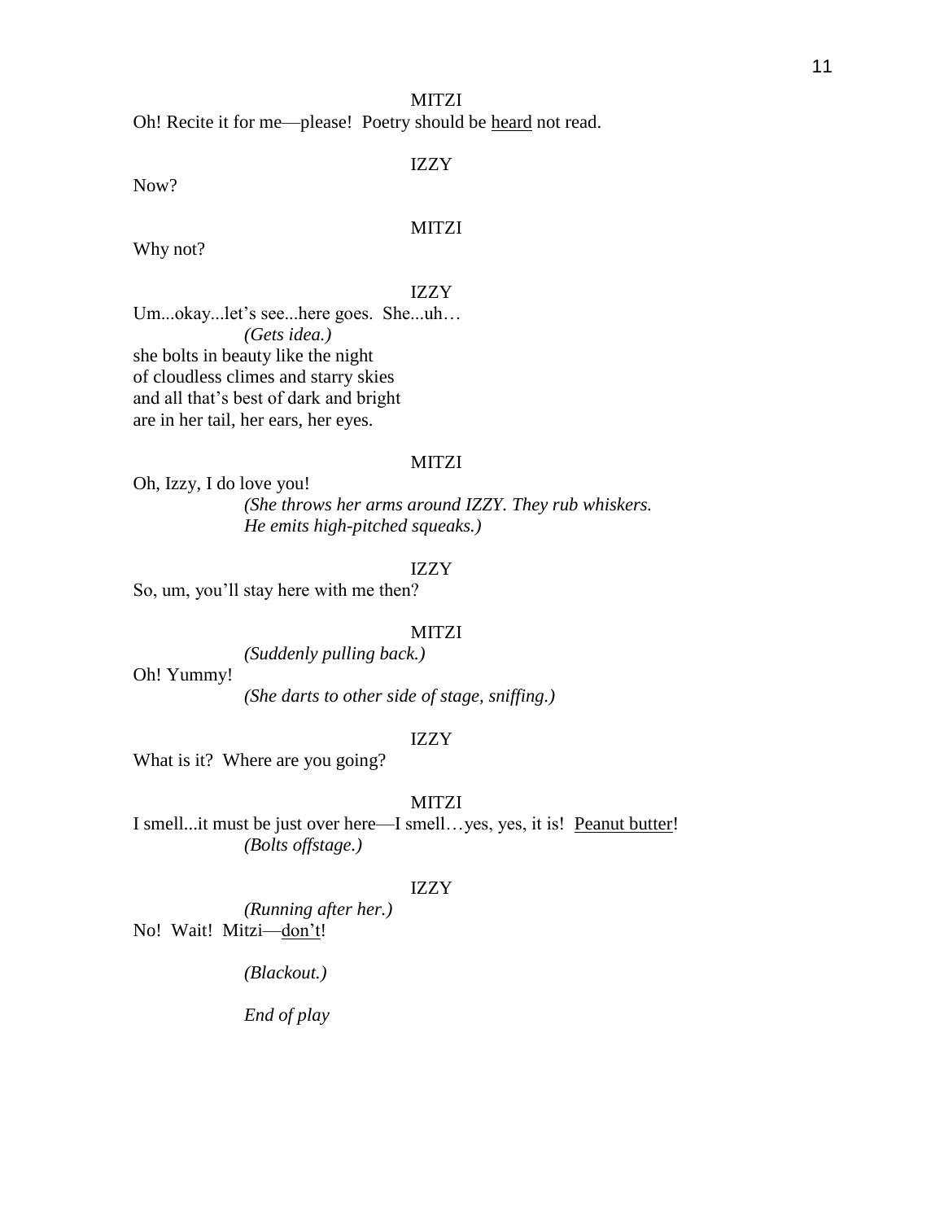MITZI

Oh! Recite it for me—please! Poetry should be <u>heard</u> not read.

IZZY

Now?

MITZI

Why not?

IZZY

Um...okay...let's see...here goes. She...uh…

*(Gets idea.)*

she bolts in beauty like the night
of cloudless climes and starry skies
and all that's best of dark and bright
are in her tail, her ears, her eyes.

MITZI

Oh, Izzy, I do love you!

*(She throws her arms around IZZY. They rub whiskers. He emits high-pitched squeaks.)*

IZZY

So, um, you'll stay here with me then?

MITZI

*(Suddenly pulling back.)*

Oh! Yummy!

*(She darts to other side of stage, sniffing.)*

IZZY

What is it? Where are you going?

MITZI

I smell...it must be just over here—I smell…yes, yes, it is! <u>Peanut butter</u>!

*(Bolts offstage.)*

IZZY

*(Running after her.)*

No! Wait! Mitzi—<u>don't</u>!

*(Blackout.)*

*End of play*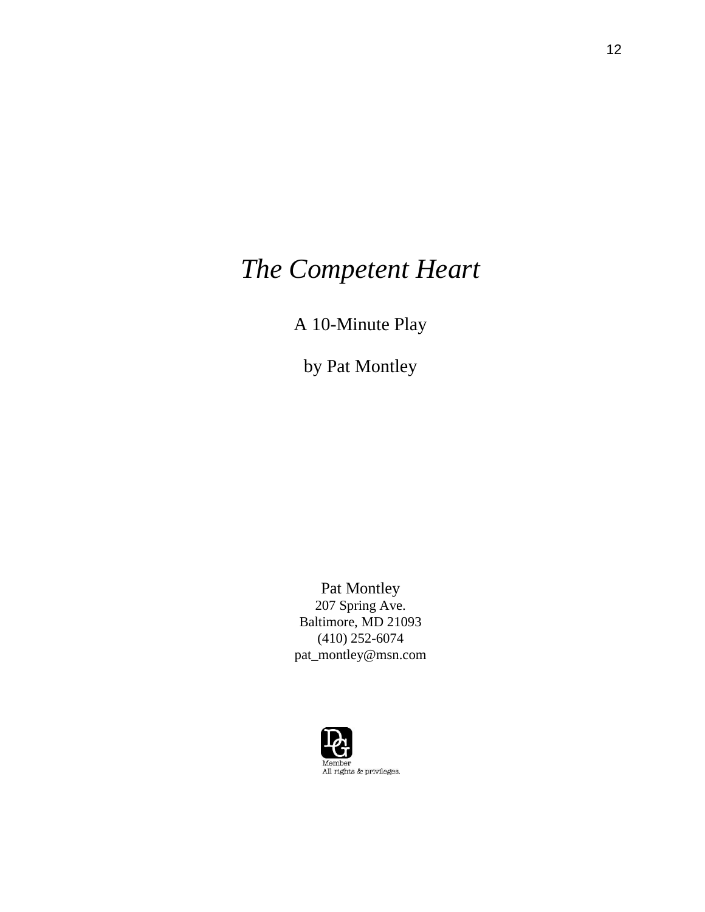# *The Competent Heart*

A 10-Minute Play

by Pat Montley

Pat Montley
207 Spring Ave.
Baltimore, MD 21093
(410) 252-6074
pat_montley@msn.com

Member
All rights & privileges.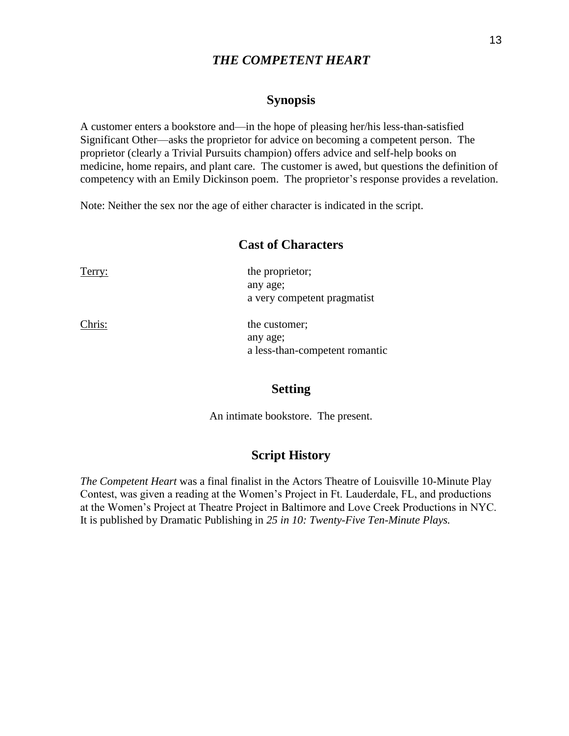# ***THE COMPETENT HEART***

## Synopsis

A customer enters a bookstore and—in the hope of pleasing her/his less-than-satisfied Significant Other—asks the proprietor for advice on becoming a competent person. The proprietor (clearly a Trivial Pursuits champion) offers advice and self-help books on medicine, home repairs, and plant care. The customer is awed, but questions the definition of competency with an Emily Dickinson poem. The proprietor's response provides a revelation.

Note: Neither the sex nor the age of either character is indicated in the script.

## Cast of Characters

<u>Terry:</u> the proprietor;
any age;
a very competent pragmatist

<u>Chris:</u> the customer;
any age;
a less-than-competent romantic

## Setting

An intimate bookstore. The present.

## Script History

*The Competent Heart* was a final finalist in the Actors Theatre of Louisville 10-Minute Play Contest, was given a reading at the Women's Project in Ft. Lauderdale, FL, and productions at the Women's Project at Theatre Project in Baltimore and Love Creek Productions in NYC. It is published by Dramatic Publishing in *25 in 10: Twenty-Five Ten-Minute Plays.*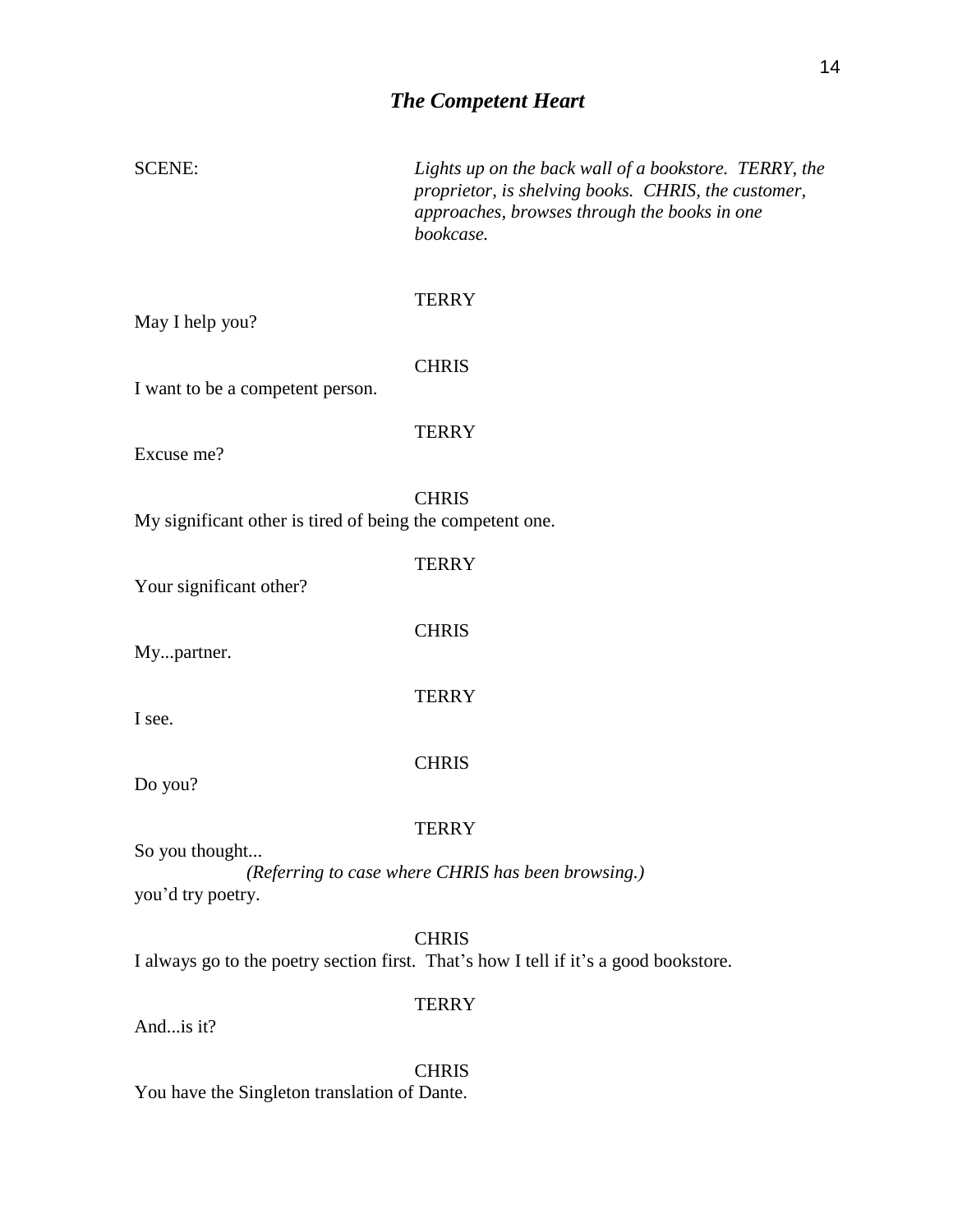## *The Competent Heart*

SCENE: *Lights up on the back wall of a bookstore. TERRY, the proprietor, is shelving books. CHRIS, the customer, approaches, browses through the books in one bookcase.*

TERRY

May I help you?

CHRIS

I want to be a competent person.

TERRY

Excuse me?

CHRIS

My significant other is tired of being the competent one.

TERRY

Your significant other?

CHRIS

My...partner.

TERRY

I see.

CHRIS

Do you?

TERRY

So you thought...

*(Referring to case where CHRIS has been browsing.)*

you'd try poetry.

CHRIS

I always go to the poetry section first. That's how I tell if it's a good bookstore.

TERRY

And...is it?

CHRIS

You have the Singleton translation of Dante.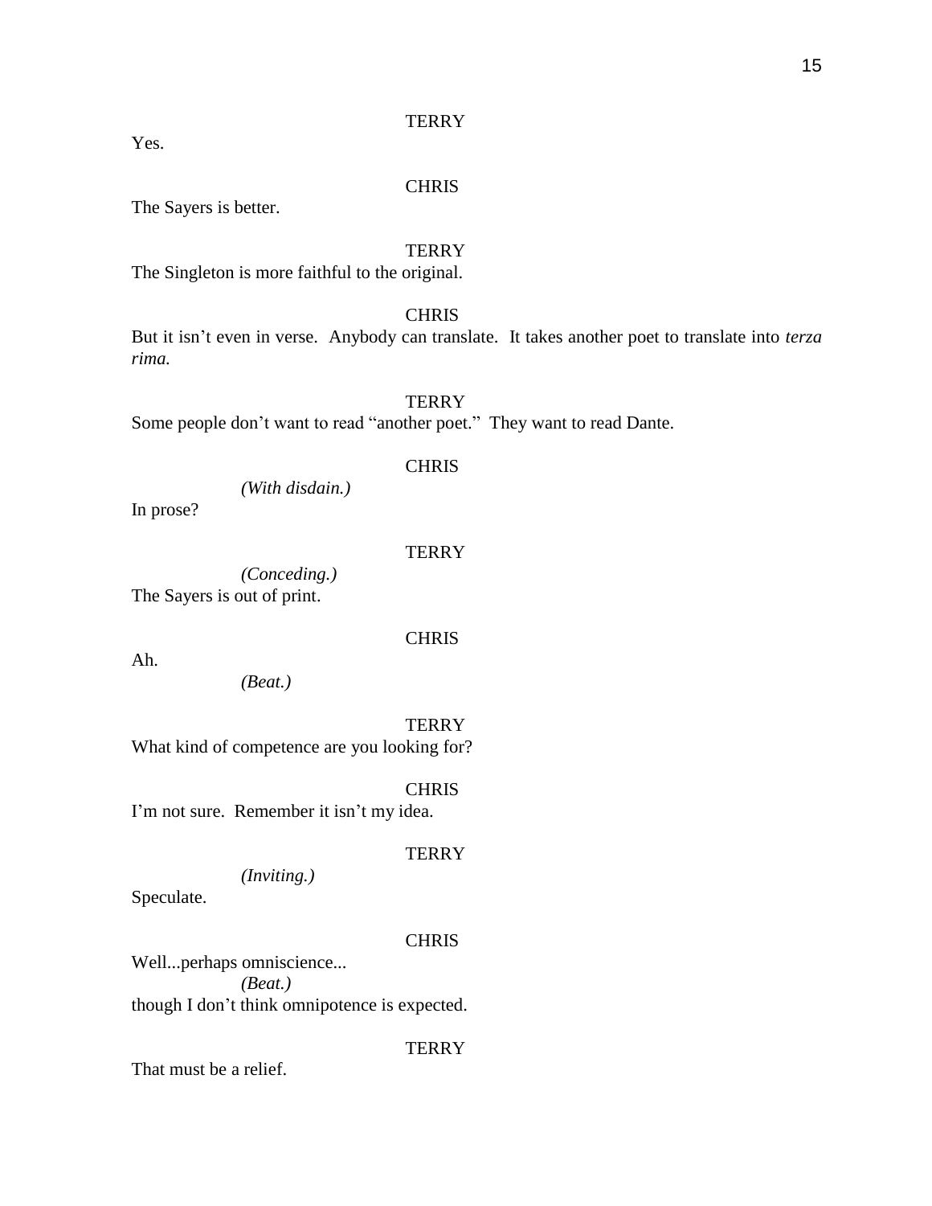TERRY

Yes.

CHRIS

The Sayers is better.

TERRY

The Singleton is more faithful to the original.

CHRIS

But it isn't even in verse.  Anybody can translate.  It takes another poet to translate into *terza rima.*

TERRY

Some people don't want to read "another poet."  They want to read Dante.

CHRIS

*(With disdain.)*

In prose?

TERRY

*(Conceding.)*

The Sayers is out of print.

CHRIS

Ah.

*(Beat.)*

TERRY

What kind of competence are you looking for?

CHRIS

I'm not sure.  Remember it isn't my idea.

TERRY

*(Inviting.)*

Speculate.

CHRIS

Well...perhaps omniscience...

*(Beat.)*

though I don't think omnipotence is expected.

TERRY

That must be a relief.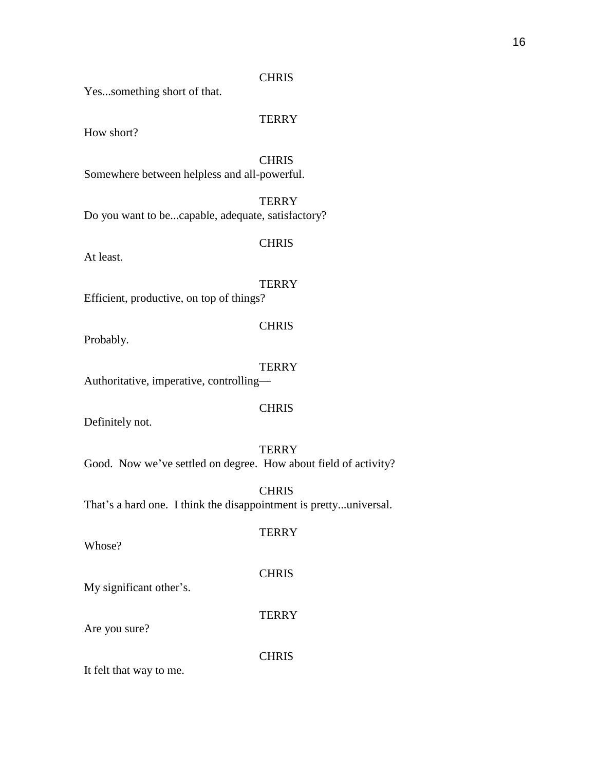CHRIS

Yes...something short of that.

TERRY

How short?

CHRIS

Somewhere between helpless and all-powerful.

TERRY

Do you want to be...capable, adequate, satisfactory?

CHRIS

At least.

TERRY

Efficient, productive, on top of things?

CHRIS

Probably.

TERRY

Authoritative, imperative, controlling—

CHRIS

Definitely not.

TERRY

Good. Now we've settled on degree. How about field of activity?

CHRIS

That's a hard one. I think the disappointment is pretty...universal.

TERRY

Whose?

CHRIS

My significant other's.

TERRY

Are you sure?

CHRIS

It felt that way to me.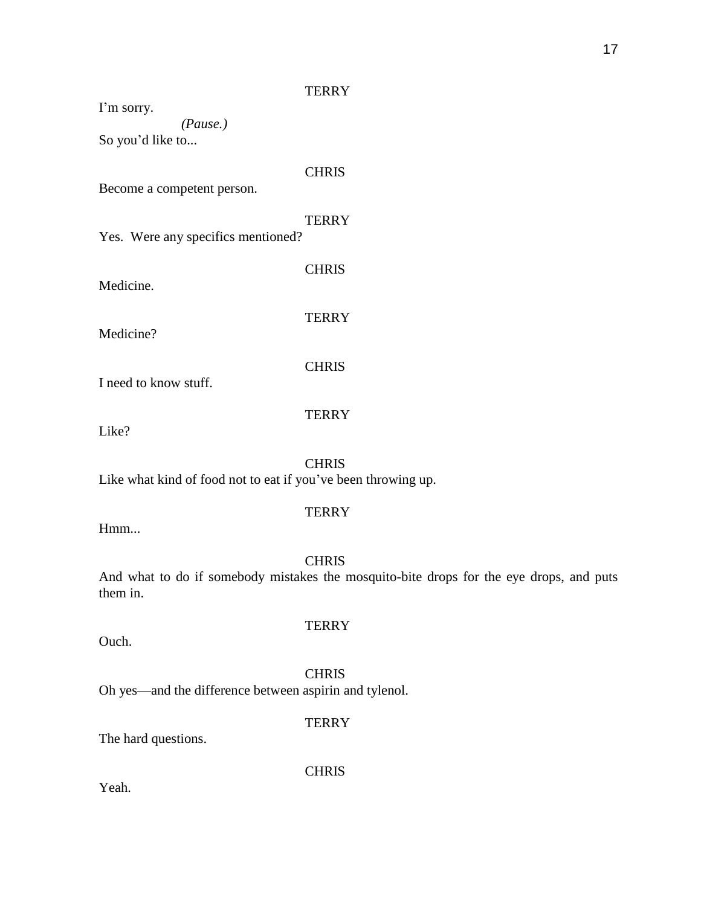TERRY

I'm sorry.

*(Pause.)*

So you'd like to...

CHRIS

Become a competent person.

TERRY

Yes. Were any specifics mentioned?

CHRIS

Medicine.

TERRY

Medicine?

CHRIS

I need to know stuff.

TERRY

Like?

CHRIS

Like what kind of food not to eat if you've been throwing up.

TERRY

Hmm...

CHRIS

And what to do if somebody mistakes the mosquito-bite drops for the eye drops, and puts them in.

TERRY

Ouch.

CHRIS

Oh yes—and the difference between aspirin and tylenol.

TERRY

The hard questions.

CHRIS

Yeah.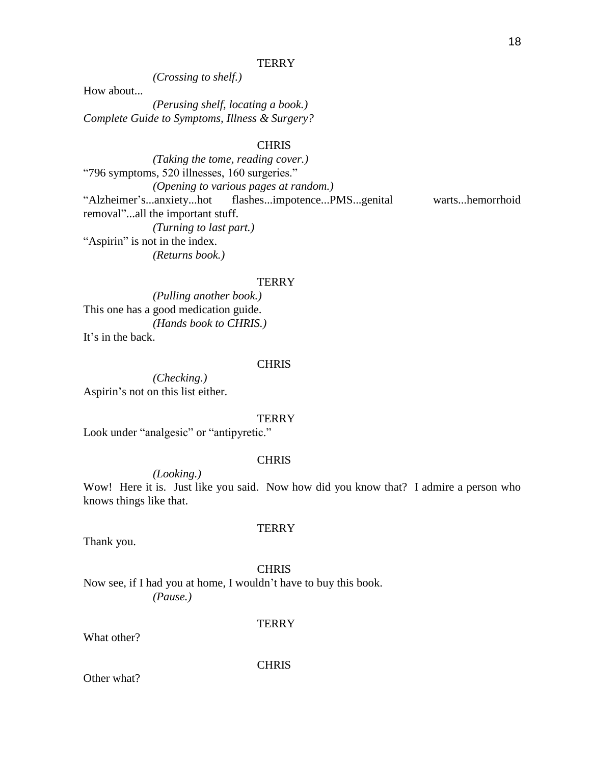TERRY

*(Crossing to shelf.)*

How about...

*(Perusing shelf, locating a book.)*

*Complete Guide to Symptoms, Illness & Surgery?*

CHRIS

*(Taking the tome, reading cover.)*

"796 symptoms, 520 illnesses, 160 surgeries."

*(Opening to various pages at random.)*

"Alzheimer's...anxiety...hot flashes...impotence...PMS...genital warts...hemorrhoid removal"...all the important stuff.

*(Turning to last part.)*

"Aspirin" is not in the index.

*(Returns book.)*

TERRY

*(Pulling another book.)*

This one has a good medication guide.

*(Hands book to CHRIS.)*

It's in the back.

CHRIS

*(Checking.)*

Aspirin's not on this list either.

TERRY

Look under "analgesic" or "antipyretic."

CHRIS

*(Looking.)*

Wow! Here it is. Just like you said. Now how did you know that? I admire a person who knows things like that.

TERRY

Thank you.

CHRIS

Now see, if I had you at home, I wouldn't have to buy this book.

*(Pause.)*

TERRY

What other?

CHRIS

Other what?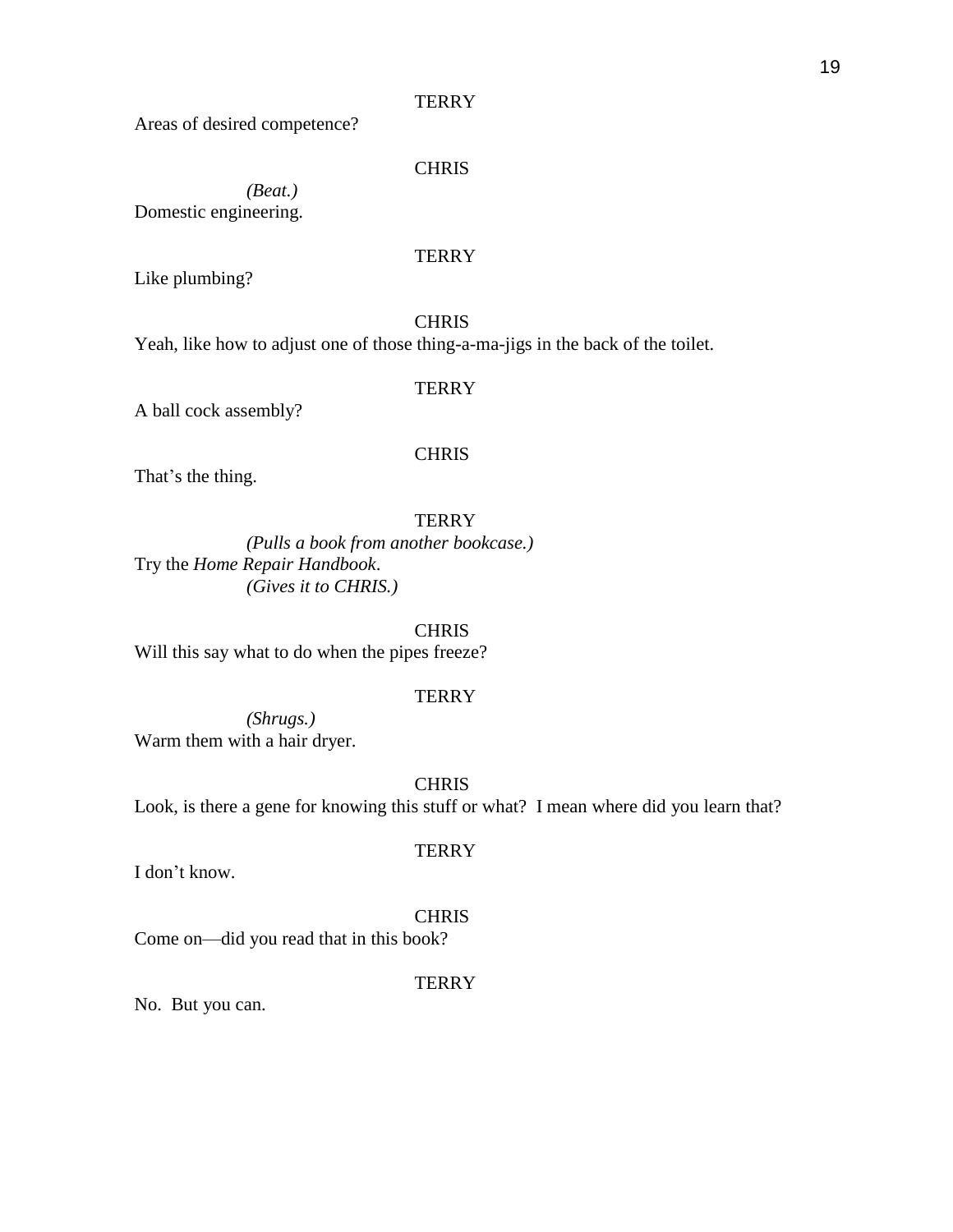TERRY

Areas of desired competence?

CHRIS

*(Beat.)*

Domestic engineering.

TERRY

Like plumbing?

CHRIS

Yeah, like how to adjust one of those thing-a-ma-jigs in the back of the toilet.

TERRY

A ball cock assembly?

CHRIS

That's the thing.

TERRY

*(Pulls a book from another bookcase.)*

Try the *Home Repair Handbook*.

*(Gives it to CHRIS.)*

CHRIS

Will this say what to do when the pipes freeze?

TERRY

*(Shrugs.)*

Warm them with a hair dryer.

CHRIS

Look, is there a gene for knowing this stuff or what? I mean where did you learn that?

TERRY

I don't know.

CHRIS

Come on—did you read that in this book?

TERRY

No. But you can.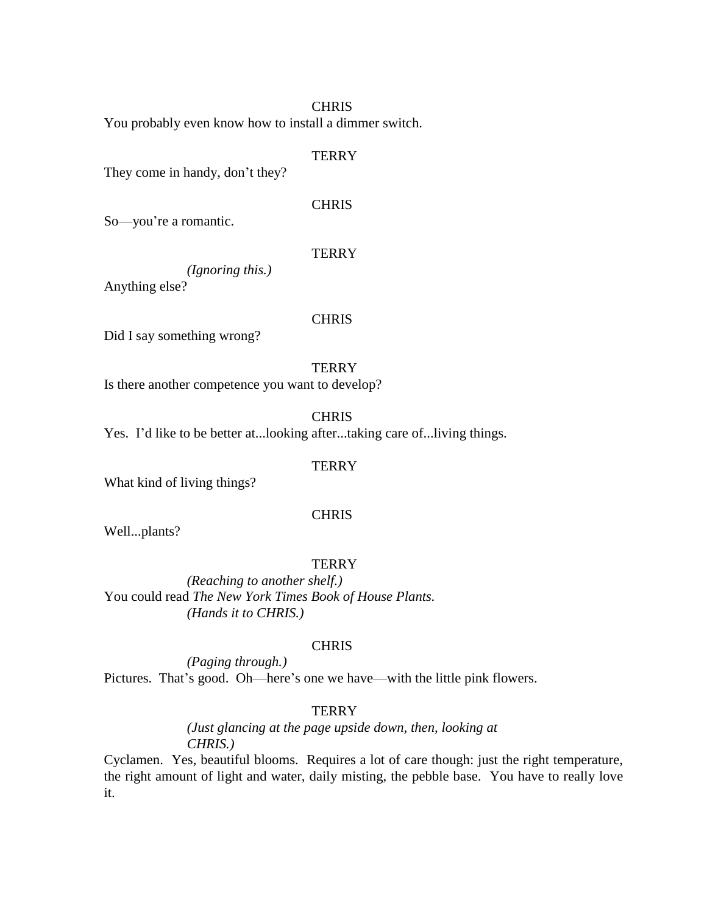CHRIS

You probably even know how to install a dimmer switch.

TERRY

They come in handy, don't they?

CHRIS

So—you're a romantic.

TERRY

*(Ignoring this.)*

Anything else?

CHRIS

Did I say something wrong?

TERRY

Is there another competence you want to develop?

CHRIS

Yes. I'd like to be better at...looking after...taking care of...living things.

TERRY

What kind of living things?

CHRIS

Well...plants?

TERRY

*(Reaching to another shelf.)*

You could read *The New York Times Book of House Plants.*

*(Hands it to CHRIS.)*

CHRIS

*(Paging through.)*

Pictures. That's good. Oh—here's one we have—with the little pink flowers.

TERRY

*(Just glancing at the page upside down, then, looking at CHRIS.)*

Cyclamen. Yes, beautiful blooms. Requires a lot of care though: just the right temperature, the right amount of light and water, daily misting, the pebble base. You have to really love it.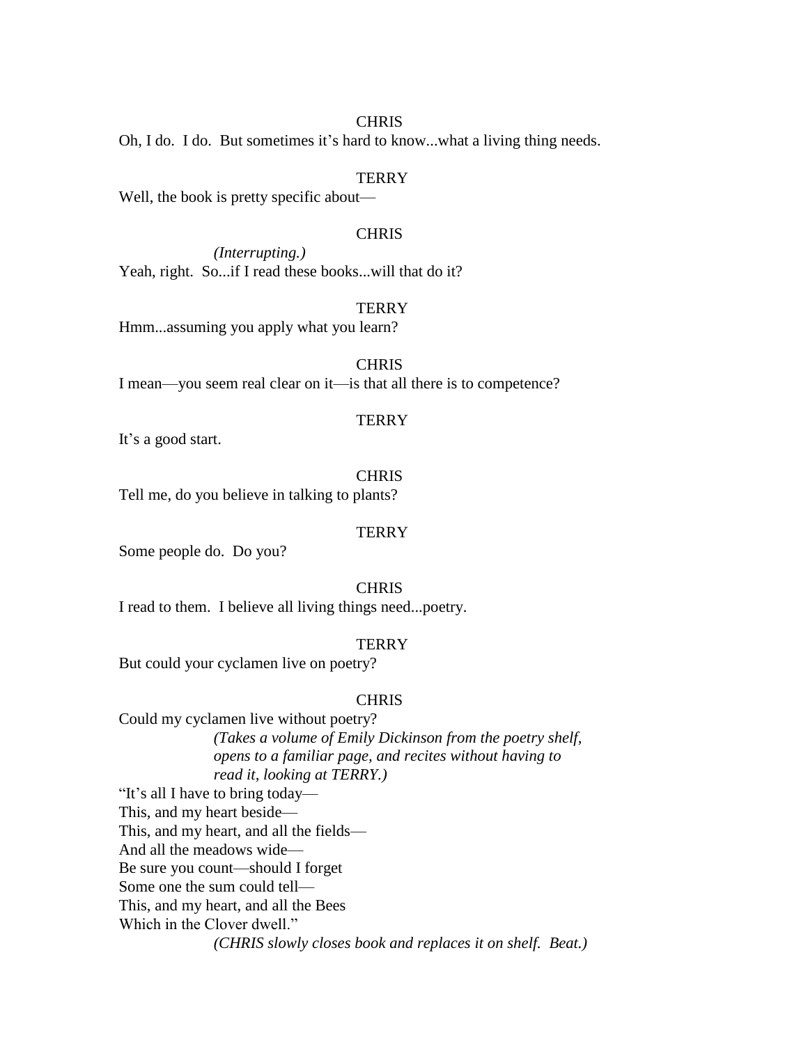CHRIS

Oh, I do. I do. But sometimes it's hard to know...what a living thing needs.

TERRY

Well, the book is pretty specific about—

CHRIS

*(Interrupting.)*

Yeah, right. So...if I read these books...will that do it?

TERRY

Hmm...assuming you apply what you learn?

CHRIS

I mean—you seem real clear on it—is that all there is to competence?

TERRY

It's a good start.

CHRIS

Tell me, do you believe in talking to plants?

TERRY

Some people do. Do you?

CHRIS

I read to them. I believe all living things need...poetry.

TERRY

But could your cyclamen live on poetry?

CHRIS

Could my cyclamen live without poetry?

*(Takes a volume of Emily Dickinson from the poetry shelf, opens to a familiar page, and recites without having to read it, looking at TERRY.)*

"It's all I have to bring today—
This, and my heart beside—
This, and my heart, and all the fields—
And all the meadows wide—
Be sure you count—should I forget
Some one the sum could tell—
This, and my heart, and all the Bees
Which in the Clover dwell."

*(CHRIS slowly closes book and replaces it on shelf. Beat.)*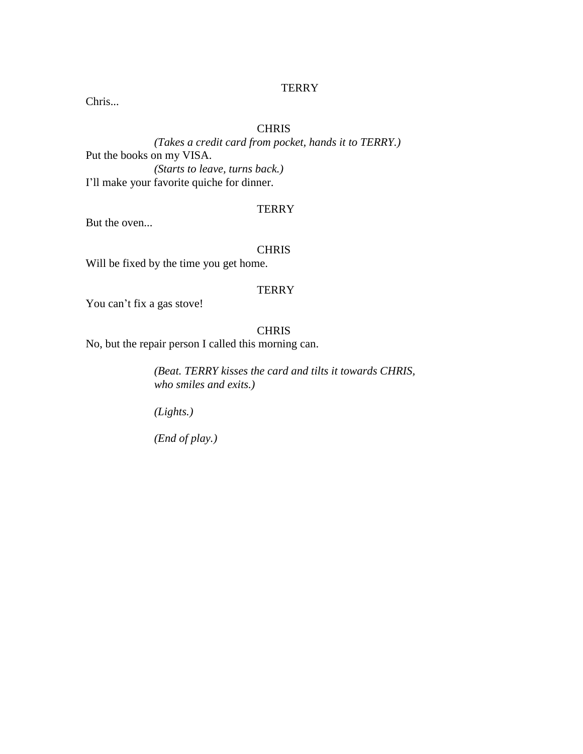TERRY

Chris...

CHRIS

*(Takes a credit card from pocket, hands it to TERRY.)*

Put the books on my VISA.

*(Starts to leave, turns back.)*

I'll make your favorite quiche for dinner.

TERRY

But the oven...

CHRIS

Will be fixed by the time you get home.

TERRY

You can't fix a gas stove!

CHRIS

No, but the repair person I called this morning can.

*(Beat. TERRY kisses the card and tilts it towards CHRIS, who smiles and exits.)*

*(Lights.)*

*(End of play.)*